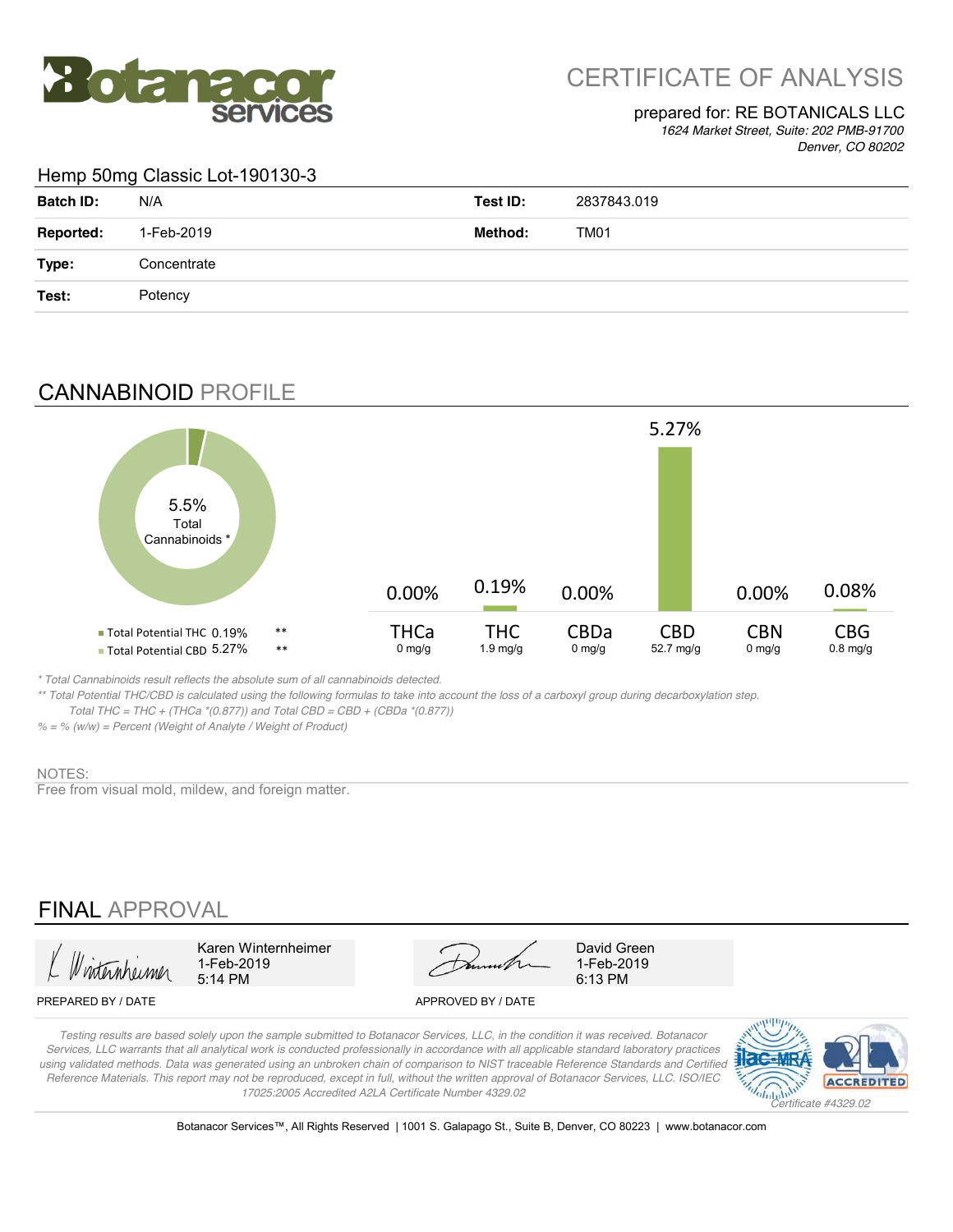# CERTIFICATE OF ANALYSIS

prepared for: RE BOTANICALS LLC
*1624 Market Street, Suite: 202 PMB-91700*
*Denver, CO 80202*

## Hemp 50mg Classic Lot-190130-3

| | | | |
|---|---|---|---|
| **Batch ID:** | N/A | **Test ID:** | 2837843.019 |
| **Reported:** | 1-Feb-2019 | **Method:** | TM01 |
| **Type:** | Concentrate | | |
| **Test:** | Potency | | |

## CANNABINOID PROFILE

5.5% Total Cannabinoids *

- Total Potential THC 0.19% **
- Total Potential CBD 5.27% **

| | THCa | THC | CBDa | CBD | CBN | CBG |
|---|---|---|---|---|---|---|
| % | 0.00% | 0.19% | 0.00% | 5.27% | 0.00% | 0.08% |
| mg/g | 0 mg/g | 1.9 mg/g | 0 mg/g | 52.7 mg/g | 0 mg/g | 0.8 mg/g |

*\* Total Cannabinoids result reflects the absolute sum of all cannabinoids detected.*
*\*\* Total Potential THC/CBD is calculated using the following formulas to take into account the loss of a carboxyl group during decarboxylation step.*
*Total THC = THC + (THCa \*(0.877)) and Total CBD = CBD + (CBDa \*(0.877))*
*% = % (w/w) = Percent (Weight of Analyte / Weight of Product)*

NOTES:
Free from visual mold, mildew, and foreign matter.

## FINAL APPROVAL

| PREPARED BY / DATE | APPROVED BY / DATE |
|---|---|
| Karen Winternheimer, 1-Feb-2019, 5:14 PM | David Green, 1-Feb-2019, 6:13 PM |

*Testing results are based solely upon the sample submitted to Botanacor Services, LLC, in the condition it was received. Botanacor Services, LLC warrants that all analytical work is conducted professionally in accordance with all applicable standard laboratory practices using validated methods. Data was generated using an unbroken chain of comparison to NIST traceable Reference Standards and Certified Reference Materials. This report may not be reproduced, except in full, without the written approval of Botanacor Services, LLC. ISO/IEC 17025:2005 Accredited A2LA Certificate Number 4329.02*

*Certificate #4329.02*

Botanacor Services™, All Rights Reserved | 1001 S. Galapago St., Suite B, Denver, CO 80223 | www.botanacor.com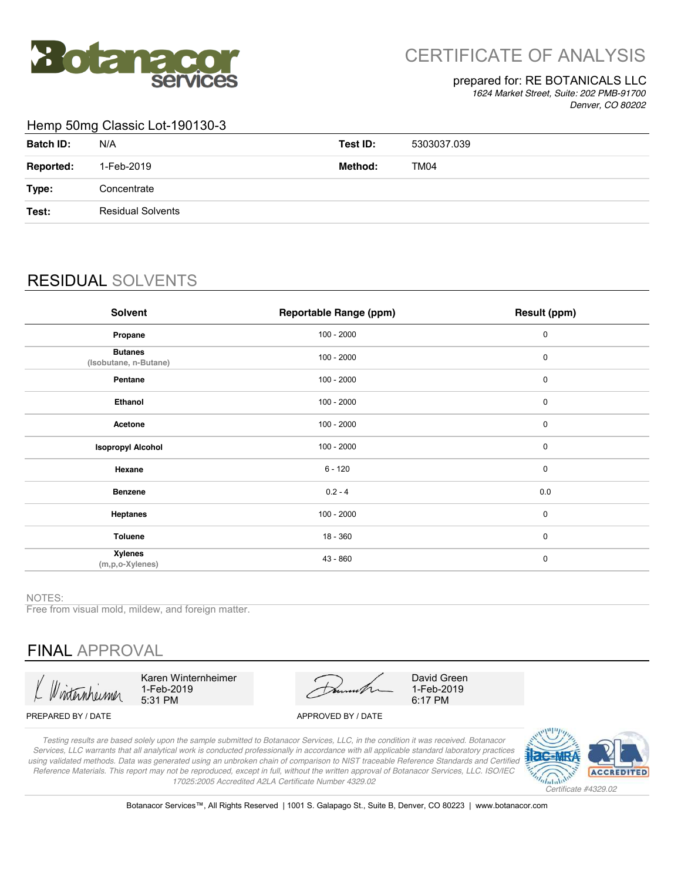# CERTIFICATE OF ANALYSIS

prepared for: RE BOTANICALS LLC
*1624 Market Street, Suite: 202 PMB-91700*
*Denver, CO 80202*

## Hemp 50mg Classic Lot-190130-3

| **Batch ID:** | N/A | **Test ID:** | 5303037.039 |
|---|---|---|---|
| **Reported:** | 1-Feb-2019 | **Method:** | TM04 |
| **Type:** | Concentrate | | |
| **Test:** | Residual Solvents | | |

## RESIDUAL SOLVENTS

| Solvent | Reportable Range (ppm) | Result (ppm) |
|---|---|---|
| **Propane** | 100 - 2000 | 0 |
| **Butanes** (Isobutane, n-Butane) | 100 - 2000 | 0 |
| **Pentane** | 100 - 2000 | 0 |
| **Ethanol** | 100 - 2000 | 0 |
| **Acetone** | 100 - 2000 | 0 |
| **Isopropyl Alcohol** | 100 - 2000 | 0 |
| **Hexane** | 6 - 120 | 0 |
| **Benzene** | 0.2 - 4 | 0.0 |
| **Heptanes** | 100 - 2000 | 0 |
| **Toluene** | 18 - 360 | 0 |
| **Xylenes** (m,p,o-Xylenes) | 43 - 860 | 0 |

NOTES:
Free from visual mold, mildew, and foreign matter.

## FINAL APPROVAL

| | |
|---|---|
| Karen Winternheimer<br>1-Feb-2019<br>5:31 PM | David Green<br>1-Feb-2019<br>6:17 PM |
| PREPARED BY / DATE | APPROVED BY / DATE |

*Testing results are based solely upon the sample submitted to Botanacor Services, LLC, in the condition it was received. Botanacor Services, LLC warrants that all analytical work is conducted professionally in accordance with all applicable standard laboratory practices using validated methods. Data was generated using an unbroken chain of comparison to NIST traceable Reference Standards and Certified Reference Materials. This report may not be reproduced, except in full, without the written approval of Botanacor Services, LLC. ISO/IEC 17025:2005 Accredited A2LA Certificate Number 4329.02*

*Certificate #4329.02*

Botanacor Services™, All Rights Reserved | 1001 S. Galapago St., Suite B, Denver, CO 80223 | www.botanacor.com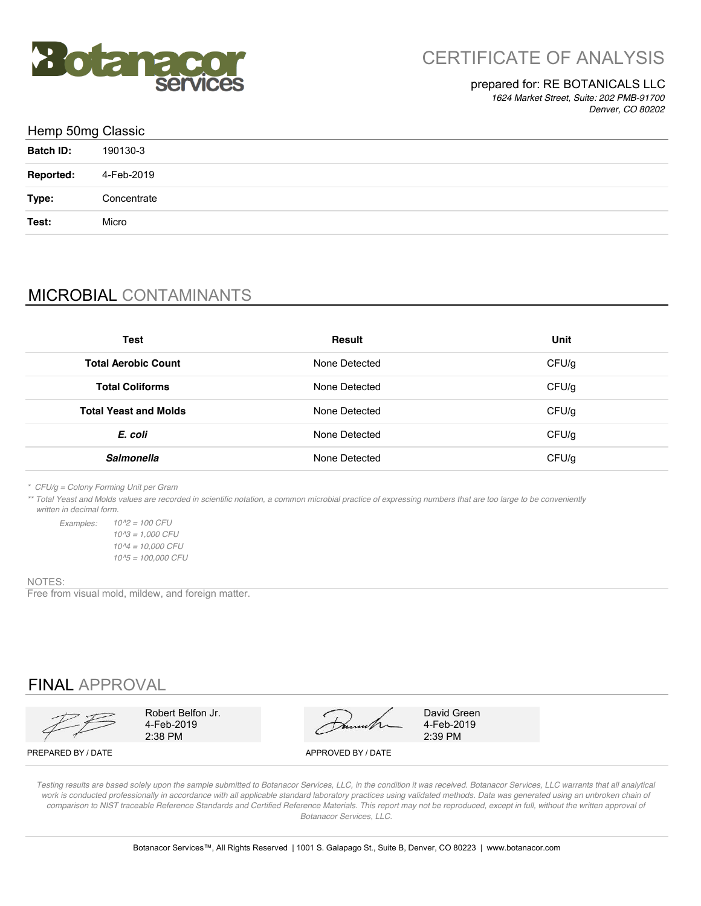# CERTIFICATE OF ANALYSIS

prepared for: RE BOTANICALS LLC
*1624 Market Street, Suite: 202 PMB-91700*
*Denver, CO 80202*

## Hemp 50mg Classic

| | |
|---|---|
| **Batch ID:** | 190130-3 |
| **Reported:** | 4-Feb-2019 |
| **Type:** | Concentrate |
| **Test:** | Micro |

## MICROBIAL CONTAMINANTS

| Test | Result | Unit |
|---|---|---|
| **Total Aerobic Count** | None Detected | CFU/g |
| **Total Coliforms** | None Detected | CFU/g |
| **Total Yeast and Molds** | None Detected | CFU/g |
| ***E. coli*** | None Detected | CFU/g |
| ***Salmonella*** | None Detected | CFU/g |

*\* CFU/g = Colony Forming Unit per Gram*

*\*\* Total Yeast and Molds values are recorded in scientific notation, a common microbial practice of expressing numbers that are too large to be conveniently written in decimal form.*

*Examples:*
*10^2 = 100 CFU*
*10^3 = 1,000 CFU*
*10^4 = 10,000 CFU*
*10^5 = 100,000 CFU*

NOTES:
Free from visual mold, mildew, and foreign matter.

## FINAL APPROVAL

| PREPARED BY / DATE | APPROVED BY / DATE |
|---|---|
| Robert Belfon Jr. 4-Feb-2019 2:38 PM | David Green 4-Feb-2019 2:39 PM |

*Testing results are based solely upon the sample submitted to Botanacor Services, LLC, in the condition it was received. Botanacor Services, LLC warrants that all analytical work is conducted professionally in accordance with all applicable standard laboratory practices using validated methods. Data was generated using an unbroken chain of comparison to NIST traceable Reference Standards and Certified Reference Materials. This report may not be reproduced, except in full, without the written approval of Botanacor Services, LLC.*

Botanacor Services™, All Rights Reserved | 1001 S. Galapago St., Suite B, Denver, CO 80223 | www.botanacor.com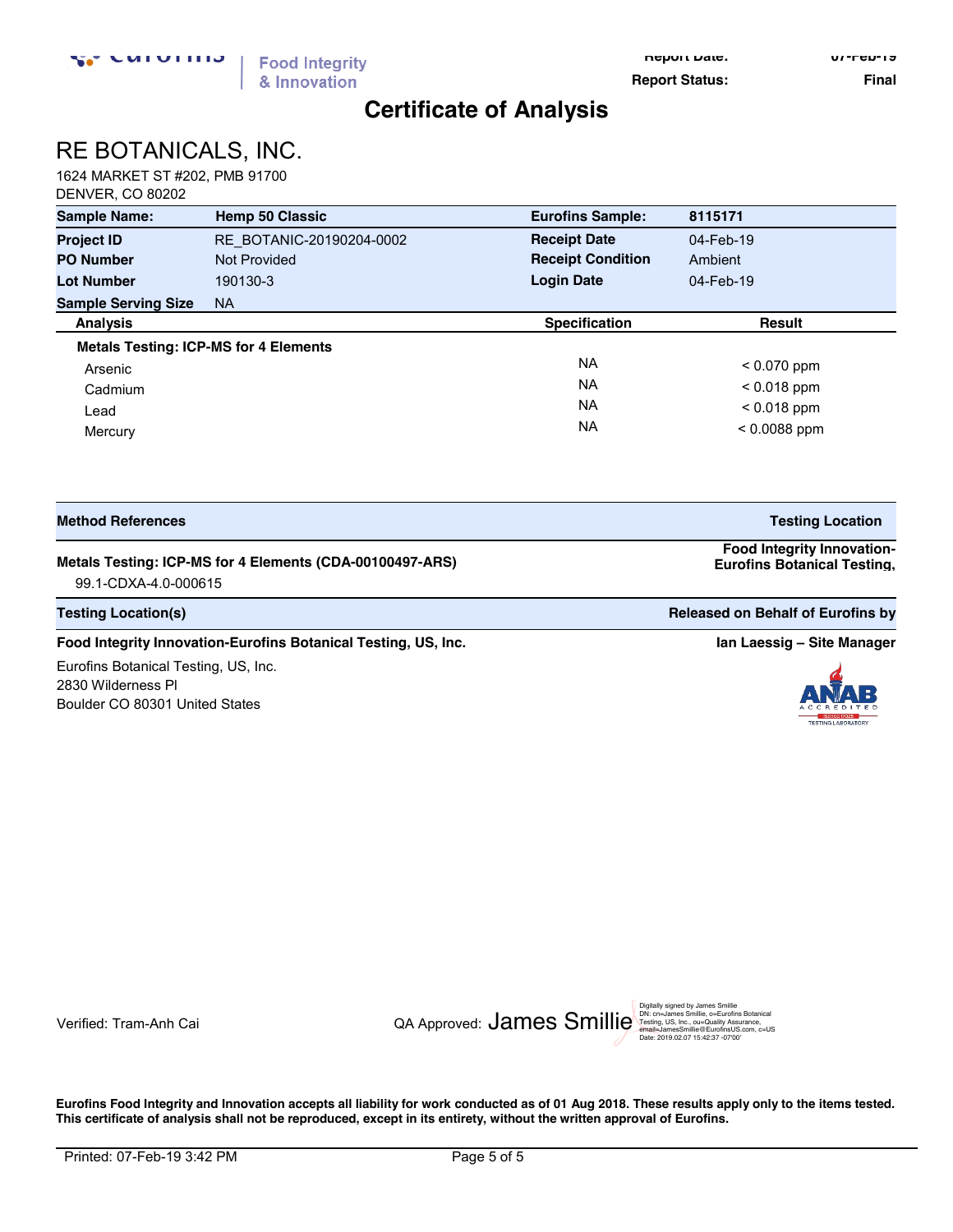Food Integrity & Innovation

Report Date: 07-Feb-19

Report Status: Final

# Certificate of Analysis

## RE BOTANICALS, INC.

1624 MARKET ST #202, PMB 91700
DENVER, CO 80202

| **Sample Name:** | **Hemp 50 Classic** | **Eurofins Sample:** | **8115171** |
|---|---|---|---|
| **Project ID** | RE_BOTANIC-20190204-0002 | **Receipt Date** | 04-Feb-19 |
| **PO Number** | Not Provided | **Receipt Condition** | Ambient |
| **Lot Number** | 190130-3 | **Login Date** | 04-Feb-19 |
| **Sample Serving Size** | NA | | |

| **Analysis** | **Specification** | **Result** |
|---|---|---|
| **Metals Testing: ICP-MS for 4 Elements** | | |
| Arsenic | NA | < 0.070 ppm |
| Cadmium | NA | < 0.018 ppm |
| Lead | NA | < 0.018 ppm |
| Mercury | NA | < 0.0088 ppm |

| **Method References** | **Testing Location** |
|---|---|
| **Metals Testing: ICP-MS for 4 Elements (CDA-00100497-ARS)** 99.1-CDXA-4.0-000615 | **Food Integrity Innovation-Eurofins Botanical Testing,** |

| **Testing Location(s)** | **Released on Behalf of Eurofins by** |
|---|---|
| **Food Integrity Innovation-Eurofins Botanical Testing, US, Inc.** | **Ian Laessig – Site Manager** |

Eurofins Botanical Testing, US, Inc.
2830 Wilderness Pl
Boulder CO 80301 United States

ANAB ACCREDITED TESTING LABORATORY

Verified: Tram-Anh Cai

QA Approved: James Smillie

Digitally signed by James Smillie
DN: cn=James Smillie, o=Eurofins Botanical Testing, US, Inc., ou=Quality Assurance, email=JamesSmillie@EurofinsUS.com, c=US
Date: 2019.02.07 15:42:37 -07'00'

**Eurofins Food Integrity and Innovation accepts all liability for work conducted as of 01 Aug 2018. These results apply only to the items tested. This certificate of analysis shall not be reproduced, except in its entirety, without the written approval of Eurofins.**

Printed: 07-Feb-19 3:42 PM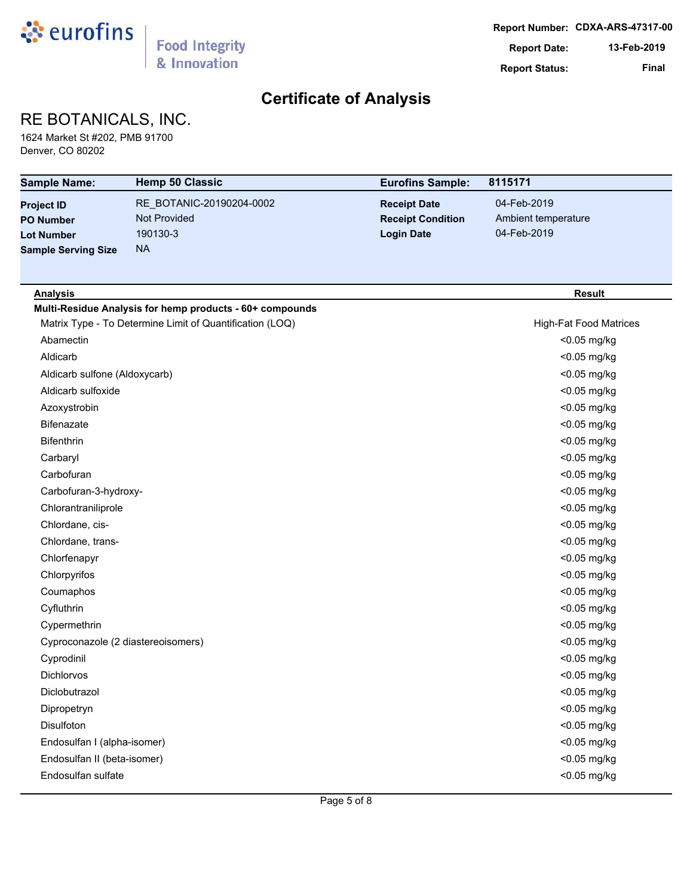**Report Number:** CDXA-ARS-47317-00
**Report Date:** 13-Feb-2019
**Report Status:** Final

# Certificate of Analysis

## RE BOTANICALS, INC.

1624 Market St #202, PMB 91700
Denver, CO 80202

| Sample Name: | Hemp 50 Classic | Eurofins Sample: | 8115171 |
|---|---|---|---|
| Project ID | RE_BOTANIC-20190204-0002 | Receipt Date | 04-Feb-2019 |
| PO Number | Not Provided | Receipt Condition | Ambient temperature |
| Lot Number | 190130-3 | Login Date | 04-Feb-2019 |
| Sample Serving Size | NA | | |

| Analysis | Result |
|---|---|
| **Multi-Residue Analysis for hemp products - 60+ compounds** | |
| Matrix Type - To Determine Limit of Quantification (LOQ) | High-Fat Food Matrices |
| Abamectin | <0.05 mg/kg |
| Aldicarb | <0.05 mg/kg |
| Aldicarb sulfone (Aldoxycarb) | <0.05 mg/kg |
| Aldicarb sulfoxide | <0.05 mg/kg |
| Azoxystrobin | <0.05 mg/kg |
| Bifenazate | <0.05 mg/kg |
| Bifenthrin | <0.05 mg/kg |
| Carbaryl | <0.05 mg/kg |
| Carbofuran | <0.05 mg/kg |
| Carbofuran-3-hydroxy- | <0.05 mg/kg |
| Chlorantraniliprole | <0.05 mg/kg |
| Chlordane, cis- | <0.05 mg/kg |
| Chlordane, trans- | <0.05 mg/kg |
| Chlorfenapyr | <0.05 mg/kg |
| Chlorpyrifos | <0.05 mg/kg |
| Coumaphos | <0.05 mg/kg |
| Cyfluthrin | <0.05 mg/kg |
| Cypermethrin | <0.05 mg/kg |
| Cyproconazole (2 diastereoisomers) | <0.05 mg/kg |
| Cyprodinil | <0.05 mg/kg |
| Dichlorvos | <0.05 mg/kg |
| Diclobutrazol | <0.05 mg/kg |
| Dipropetryn | <0.05 mg/kg |
| Disulfoton | <0.05 mg/kg |
| Endosulfan I (alpha-isomer) | <0.05 mg/kg |
| Endosulfan II (beta-isomer) | <0.05 mg/kg |
| Endosulfan sulfate | <0.05 mg/kg |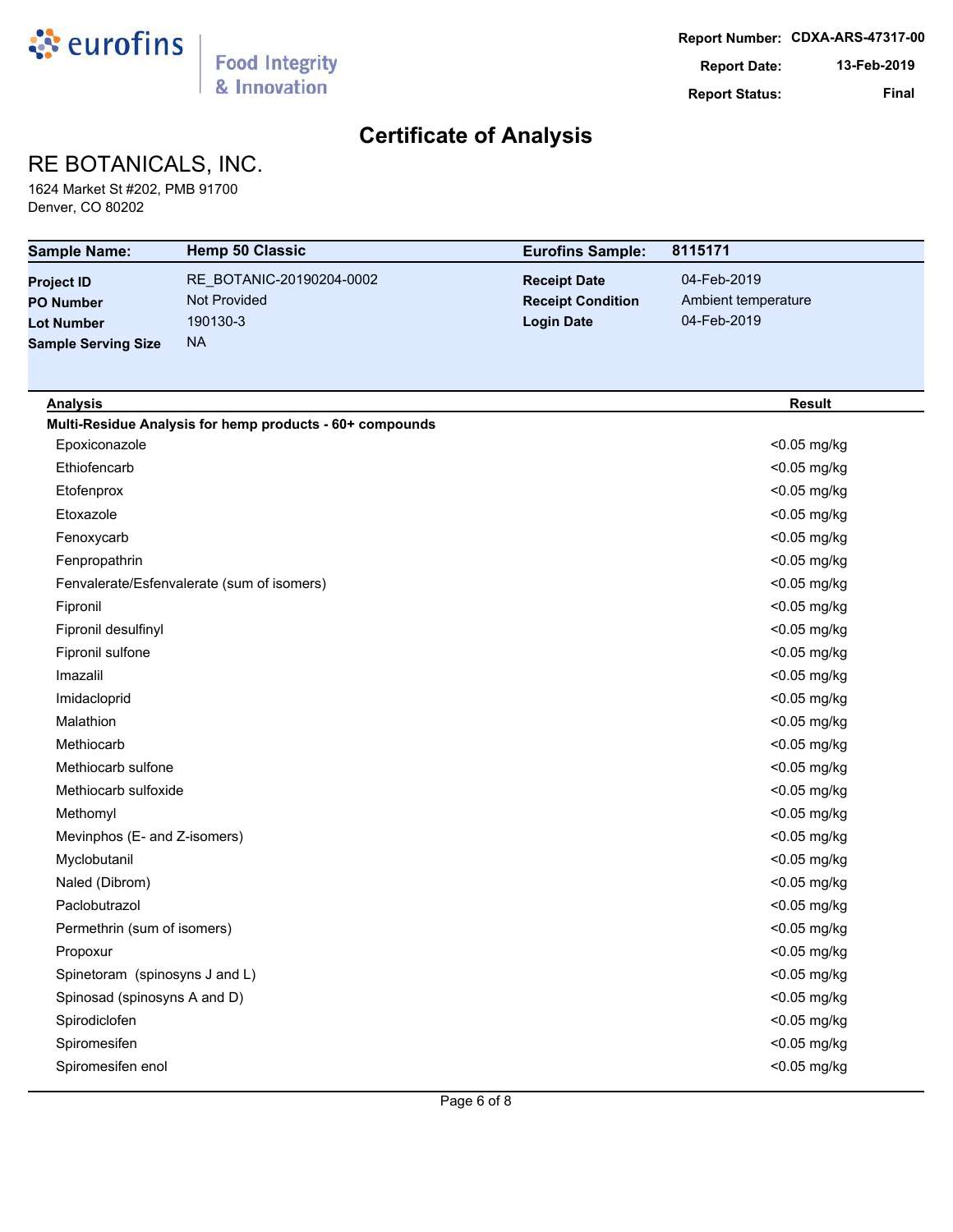Report Number: CDXA-ARS-47317-00
Report Date: 13-Feb-2019
Report Status: Final

# Certificate of Analysis

## RE BOTANICALS, INC.

1624 Market St #202, PMB 91700
Denver, CO 80202

| Sample Name: | Hemp 50 Classic | Eurofins Sample: | 8115171 |
|---|---|---|---|
| Project ID | RE_BOTANIC-20190204-0002 | Receipt Date | 04-Feb-2019 |
| PO Number | Not Provided | Receipt Condition | Ambient temperature |
| Lot Number | 190130-3 | Login Date | 04-Feb-2019 |
| Sample Serving Size | NA | | |

| Analysis | Result |
|---|---|
| **Multi-Residue Analysis for hemp products - 60+ compounds** | |
| Epoxiconazole | <0.05 mg/kg |
| Ethiofencarb | <0.05 mg/kg |
| Etofenprox | <0.05 mg/kg |
| Etoxazole | <0.05 mg/kg |
| Fenoxycarb | <0.05 mg/kg |
| Fenpropathrin | <0.05 mg/kg |
| Fenvalerate/Esfenvalerate (sum of isomers) | <0.05 mg/kg |
| Fipronil | <0.05 mg/kg |
| Fipronil desulfinyl | <0.05 mg/kg |
| Fipronil sulfone | <0.05 mg/kg |
| Imazalil | <0.05 mg/kg |
| Imidacloprid | <0.05 mg/kg |
| Malathion | <0.05 mg/kg |
| Methiocarb | <0.05 mg/kg |
| Methiocarb sulfone | <0.05 mg/kg |
| Methiocarb sulfoxide | <0.05 mg/kg |
| Methomyl | <0.05 mg/kg |
| Mevinphos (E- and Z-isomers) | <0.05 mg/kg |
| Myclobutanil | <0.05 mg/kg |
| Naled (Dibrom) | <0.05 mg/kg |
| Paclobutrazol | <0.05 mg/kg |
| Permethrin (sum of isomers) | <0.05 mg/kg |
| Propoxur | <0.05 mg/kg |
| Spinetoram (spinosyns J and L) | <0.05 mg/kg |
| Spinosad (spinosyns A and D) | <0.05 mg/kg |
| Spirodiclofen | <0.05 mg/kg |
| Spiromesifen | <0.05 mg/kg |
| Spiromesifen enol | <0.05 mg/kg |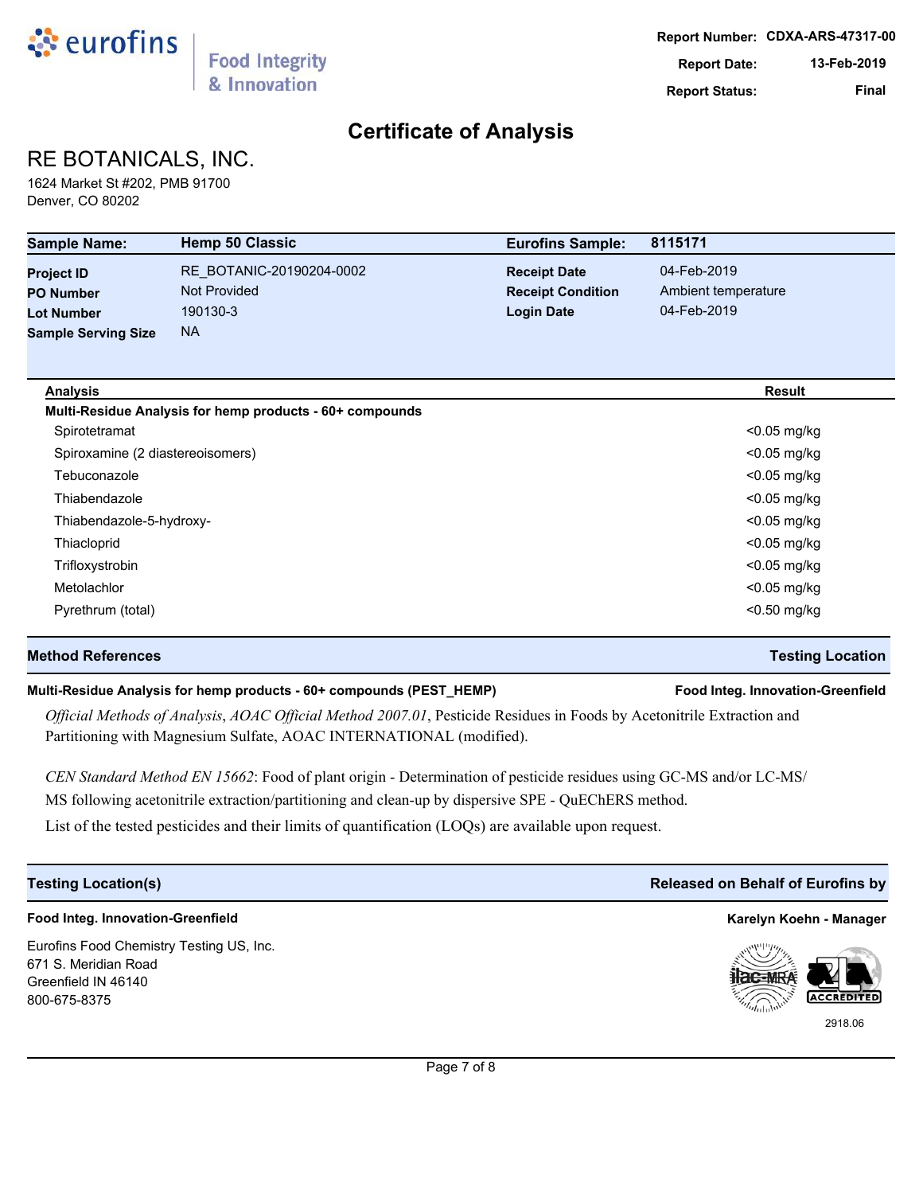eurofins | Food Integrity & Innovation

**Report Number:** CDXA-ARS-47317-00
**Report Date:** 13-Feb-2019
**Report Status:** Final

# Certificate of Analysis

## RE BOTANICALS, INC.

1624 Market St #202, PMB 91700
Denver, CO 80202

| **Sample Name:** | **Hemp 50 Classic** | **Eurofins Sample:** | **8115171** |
|---|---|---|---|
| **Project ID** | RE_BOTANIC-20190204-0002 | **Receipt Date** | 04-Feb-2019 |
| **PO Number** | Not Provided | **Receipt Condition** | Ambient temperature |
| **Lot Number** | 190130-3 | **Login Date** | 04-Feb-2019 |
| **Sample Serving Size** | NA | | |

| Analysis | Result |
|---|---|
| **Multi-Residue Analysis for hemp products - 60+ compounds** | |
| Spirotetramat | <0.05 mg/kg |
| Spiroxamine (2 diastereoisomers) | <0.05 mg/kg |
| Tebuconazole | <0.05 mg/kg |
| Thiabendazole | <0.05 mg/kg |
| Thiabendazole-5-hydroxy- | <0.05 mg/kg |
| Thiacloprid | <0.05 mg/kg |
| Trifloxystrobin | <0.05 mg/kg |
| Metolachlor | <0.05 mg/kg |
| Pyrethrum (total) | <0.50 mg/kg |

| Method References | Testing Location |
|---|---|
| **Multi-Residue Analysis for hemp products - 60+ compounds (PEST_HEMP)** | **Food Integ. Innovation-Greenfield** |

*Official Methods of Analysis*, *AOAC Official Method 2007.01*, Pesticide Residues in Foods by Acetonitrile Extraction and Partitioning with Magnesium Sulfate, AOAC INTERNATIONAL (modified).

*CEN Standard Method EN 15662*: Food of plant origin - Determination of pesticide residues using GC-MS and/or LC-MS/MS following acetonitrile extraction/partitioning and clean-up by dispersive SPE - QuEChERS method.

List of the tested pesticides and their limits of quantification (LOQs) are available upon request.

| Testing Location(s) | Released on Behalf of Eurofins by |
|---|---|
| **Food Integ. Innovation-Greenfield** | **Karelyn Koehn - Manager** |

Eurofins Food Chemistry Testing US, Inc.
671 S. Meridian Road
Greenfield IN 46140
800-675-8375

ilac-MRA | A2LA ACCREDITED
2918.06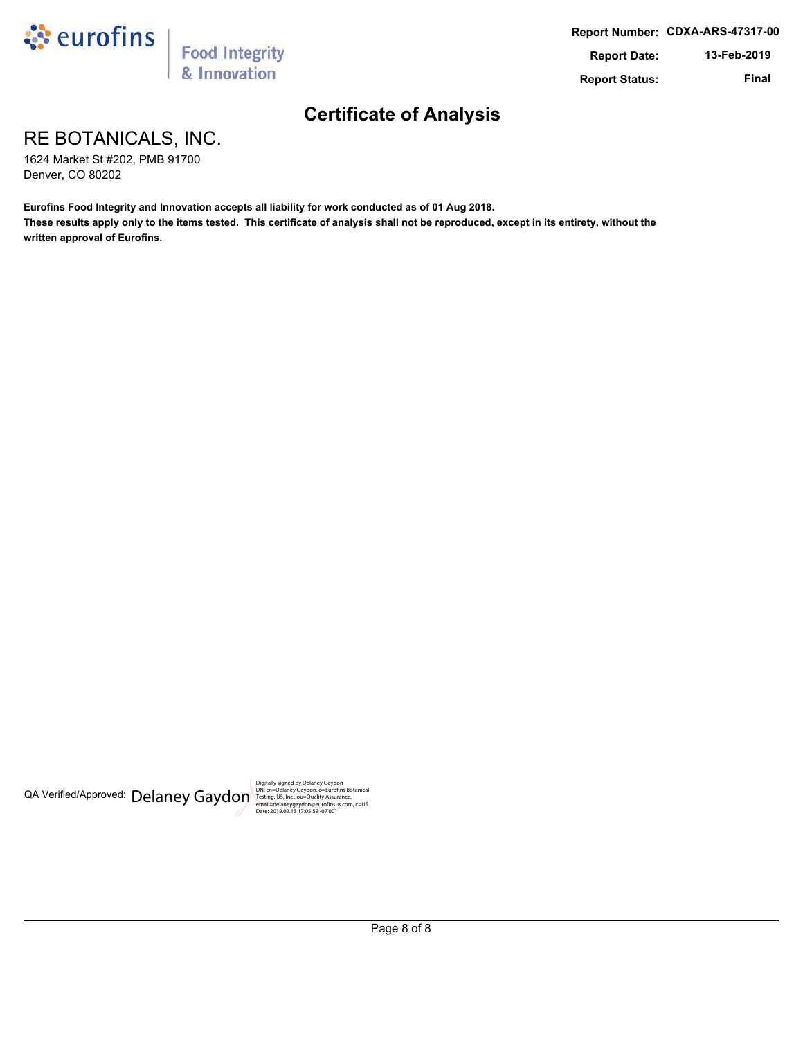eurofins | Food Integrity & Innovation

**Report Number:** CDXA-ARS-47317-00
**Report Date:** 13-Feb-2019
**Report Status:** Final

# Certificate of Analysis

## RE BOTANICALS, INC.

1624 Market St #202, PMB 91700
Denver, CO 80202

**Eurofins Food Integrity and Innovation accepts all liability for work conducted as of 01 Aug 2018.**
**These results apply only to the items tested. This certificate of analysis shall not be reproduced, except in its entirety, without the written approval of Eurofins.**

QA Verified/Approved: Delaney Gaydon

Digitally signed by Delaney Gaydon
DN: cn=Delaney Gaydon, o=Eurofins Botanical Testing, US, Inc., ou=Quality Assurance, email=delaneygaydon@eurofinsus.com, c=US
Date: 2019.02.13 17:05:59 -07'00'